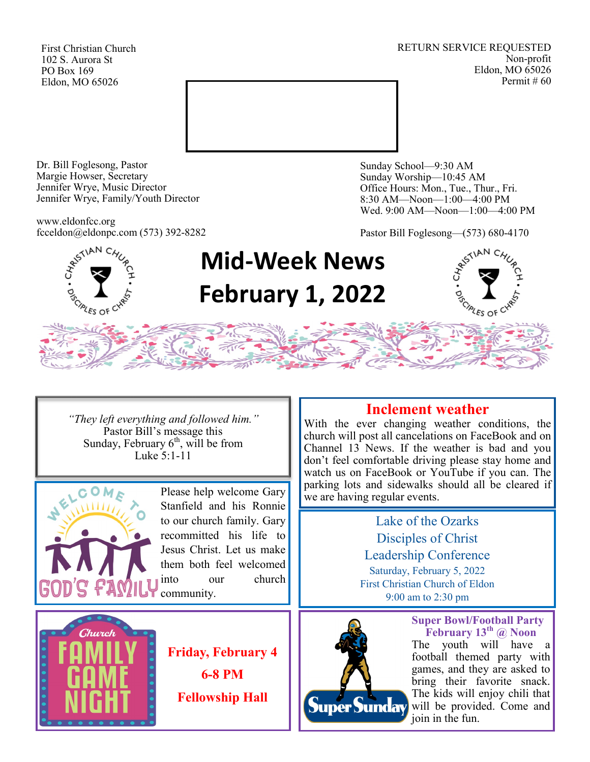First Christian Church
102 S. Aurora St
PO Box 169
Eldon, MO 65026

RETURN SERVICE REQUESTED
Non-profit
Eldon, MO 65026
Permit # 60

Dr. Bill Foglesong, Pastor
Margie Howser, Secretary
Jennifer Wrye, Music Director
Jennifer Wrye, Family/Youth Director

www.eldonfcc.org
fcceldon@eldonpc.com (573) 392-8282

Sunday School—9:30 AM
Sunday Worship—10:45 AM
Office Hours: Mon., Tue., Thur., Fri.
8:30 AM—Noon—1:00—4:00 PM
Wed. 9:00 AM—Noon—1:00—4:00 PM

Pastor Bill Foglesong—(573) 680-4170

# Mid-Week News
# February 1, 2022

*"They left everything and followed him."*
Pastor Bill's message this Sunday, February 6th, will be from Luke 5:1-11

Please help welcome Gary Stanfield and his Ronnie to our church family. Gary recommitted his life to Jesus Christ. Let us make them both feel welcomed into our church community.

## Church Family Game Night

**Friday, February 4**

**6-8 PM**

**Fellowship Hall**

## Inclement weather

With the ever changing weather conditions, the church will post all cancelations on FaceBook and on Channel 13 News. If the weather is bad and you don't feel comfortable driving please stay home and watch us on FaceBook or YouTube if you can. The parking lots and sidewalks should all be cleared if we are having regular events.

## Lake of the Ozarks Disciples of Christ Leadership Conference

Saturday, February 5, 2022
First Christian Church of Eldon
9:00 am to 2:30 pm

**Super Bowl/Football Party**
**February 13th @ Noon**

The youth will have a football themed party with games, and they are asked to bring their favorite snack. The kids will enjoy chili that will be provided. Come and join in the fun.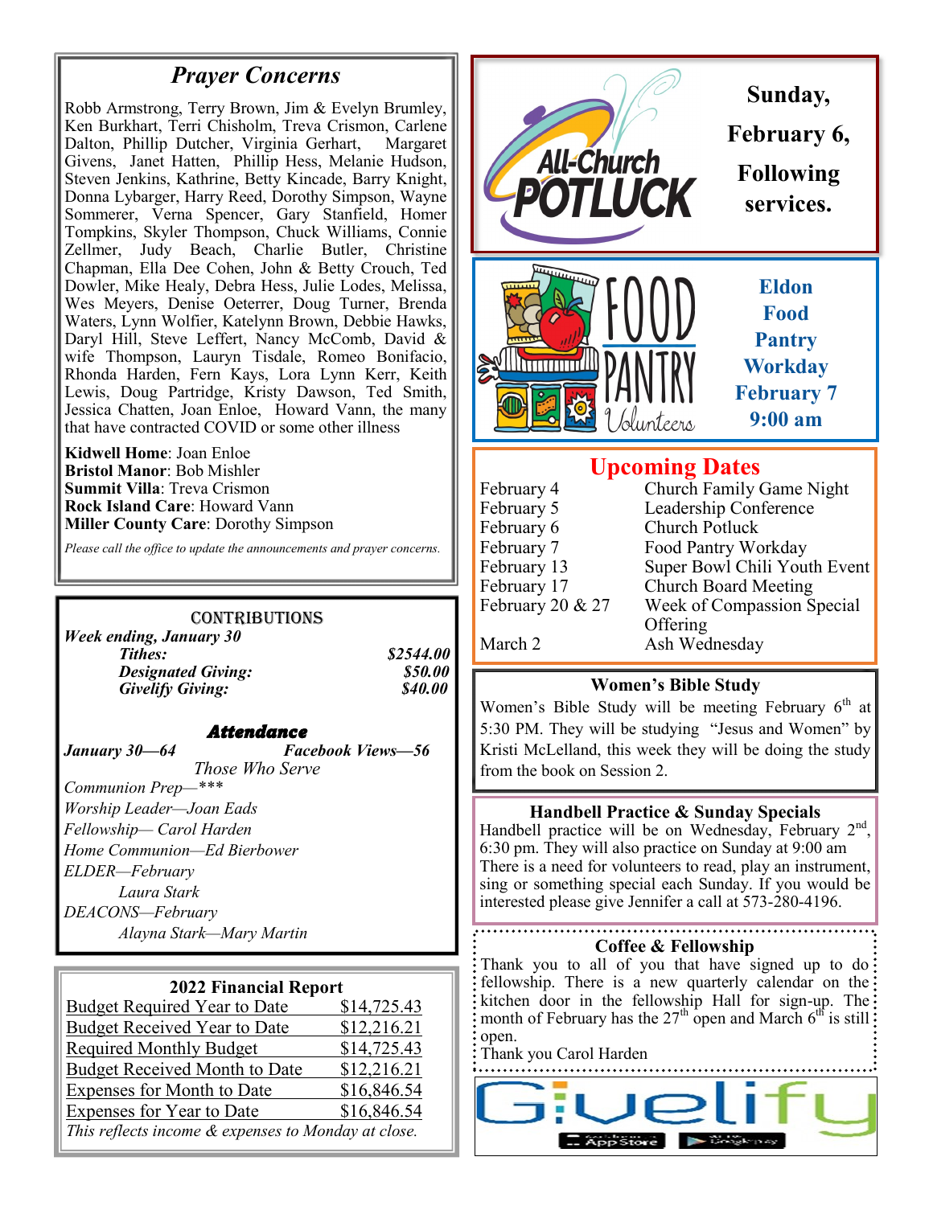## Prayer Concerns

Robb Armstrong, Terry Brown, Jim & Evelyn Brumley, Ken Burkhart, Terri Chisholm, Treva Crismon, Carlene Dalton, Phillip Dutcher, Virginia Gerhart, Margaret Givens, Janet Hatten, Phillip Hess, Melanie Hudson, Steven Jenkins, Kathrine, Betty Kincade, Barry Knight, Donna Lybarger, Harry Reed, Dorothy Simpson, Wayne Sommerer, Verna Spencer, Gary Stanfield, Homer Tompkins, Skyler Thompson, Chuck Williams, Connie Zellmer, Judy Beach, Charlie Butler, Christine Chapman, Ella Dee Cohen, John & Betty Crouch, Ted Dowler, Mike Healy, Debra Hess, Julie Lodes, Melissa, Wes Meyers, Denise Oeterrer, Doug Turner, Brenda Waters, Lynn Wolfier, Katelynn Brown, Debbie Hawks, Daryl Hill, Steve Leffert, Nancy McComb, David & wife Thompson, Lauryn Tisdale, Romeo Bonifacio, Rhonda Harden, Fern Kays, Lora Lynn Kerr, Keith Lewis, Doug Partridge, Kristy Dawson, Ted Smith, Jessica Chatten, Joan Enloe, Howard Vann, the many that have contracted COVID or some other illness

**Kidwell Home**: Joan Enloe
**Bristol Manor**: Bob Mishler
**Summit Villa**: Treva Crismon
**Rock Island Care**: Howard Vann
**Miller County Care**: Dorothy Simpson

*Please call the office to update the announcements and prayer concerns.*

## CONTRIBUTIONS

***Week ending, January 30***

| | |
|---|---|
| ***Tithes:*** | ***$2544.00*** |
| ***Designated Giving:*** | ***$50.00*** |
| ***Givelify Giving:*** | ***$40.00*** |

### *Attendance*

***January 30—64*** ***Facebook Views—56***

*Those Who Serve*

*Communion Prep—****
*Worship Leader—Joan Eads*
*Fellowship— Carol Harden*
*Home Communion—Ed Bierbower*
*ELDER—February*
*Laura Stark*
*DEACONS—February*
*Alayna Stark—Mary Martin*

## 2022 Financial Report

| | |
|---|---|
| Budget Required Year to Date | $14,725.43 |
| Budget Received Year to Date | $12,216.21 |
| Required Monthly Budget | $14,725.43 |
| Budget Received Month to Date | $12,216.21 |
| Expenses for Month to Date | $16,846.54 |
| Expenses for Year to Date | $16,846.54 |

*This reflects income & expenses to Monday at close.*

## All-Church POTLUCK

**Sunday, February 6, Following services.**

## FOOD PANTRY Volunteers

**Eldon Food Pantry Workday February 7 9:00 am**

## Upcoming Dates

| | |
|---|---|
| February 4 | Church Family Game Night |
| February 5 | Leadership Conference |
| February 6 | Church Potluck |
| February 7 | Food Pantry Workday |
| February 13 | Super Bowl Chili Youth Event |
| February 17 | Church Board Meeting |
| February 20 & 27 | Week of Compassion Special Offering |
| March 2 | Ash Wednesday |

### Women's Bible Study

Women's Bible Study will be meeting February 6th at 5:30 PM. They will be studying "Jesus and Women" by Kristi McLelland, this week they will be doing the study from the book on Session 2.

### Handbell Practice & Sunday Specials

Handbell practice will be on Wednesday, February 2nd, 6:30 pm. They will also practice on Sunday at 9:00 am There is a need for volunteers to read, play an instrument, sing or something special each Sunday. If you would be interested please give Jennifer a call at 573-280-4196.

### Coffee & Fellowship

Thank you to all of you that have signed up to do fellowship. There is a new quarterly calendar on the kitchen door in the fellowship Hall for sign-up. The month of February has the 27th open and March 6th is still open.
Thank you Carol Harden

Givelify